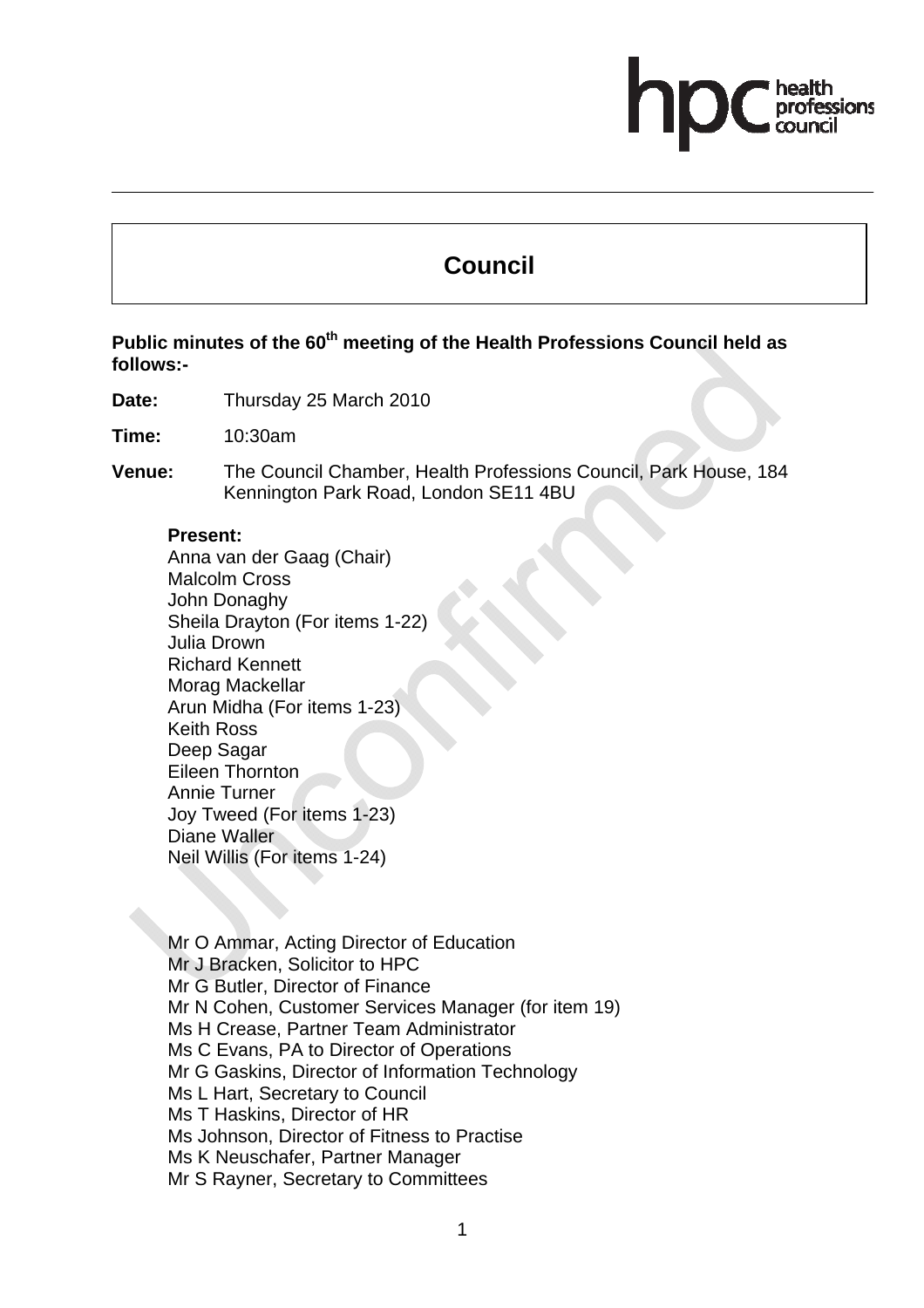# Council

**Public minutes of the 60th meeting of the Health Professions Council held as follows:-**

**Date:** Thursday 25 March 2010

**Time:** 10:30am

**Venue:** The Council Chamber, Health Professions Council, Park House, 184 Kennington Park Road, London SE11 4BU

**Present:**

Anna van der Gaag (Chair)
Malcolm Cross
John Donaghy
Sheila Drayton (For items 1-22)
Julia Drown
Richard Kennett
Morag Mackellar
Arun Midha (For items 1-23)
Keith Ross
Deep Sagar
Eileen Thornton
Annie Turner
Joy Tweed (For items 1-23)
Diane Waller
Neil Willis (For items 1-24)

Mr O Ammar, Acting Director of Education
Mr J Bracken, Solicitor to HPC
Mr G Butler, Director of Finance
Mr N Cohen, Customer Services Manager (for item 19)
Ms H Crease, Partner Team Administrator
Ms C Evans, PA to Director of Operations
Mr G Gaskins, Director of Information Technology
Ms L Hart, Secretary to Council
Ms T Haskins, Director of HR
Ms Johnson, Director of Fitness to Practise
Ms K Neuschafer, Partner Manager
Mr S Rayner, Secretary to Committees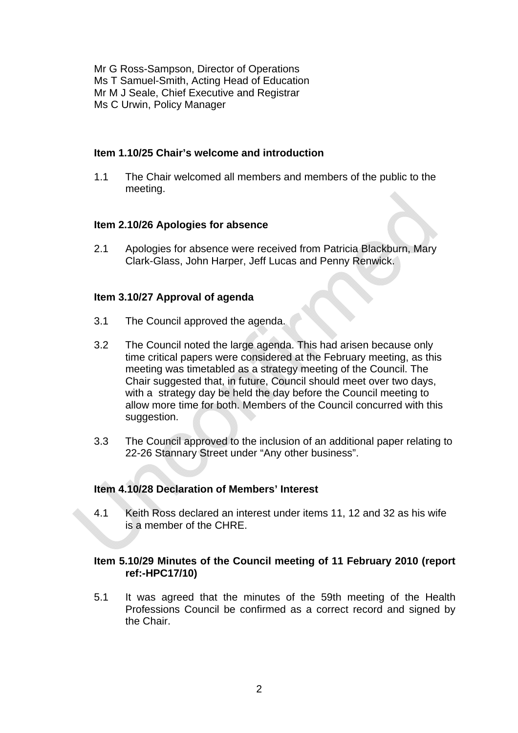Mr G Ross-Sampson, Director of Operations
Ms T Samuel-Smith, Acting Head of Education
Mr M J Seale, Chief Executive and Registrar
Ms C Urwin, Policy Manager

**Item 1.10/25 Chair's welcome and introduction**

1.1 The Chair welcomed all members and members of the public to the meeting.

**Item 2.10/26 Apologies for absence**

2.1 Apologies for absence were received from Patricia Blackburn, Mary Clark-Glass, John Harper, Jeff Lucas and Penny Renwick.

**Item 3.10/27 Approval of agenda**

3.1 The Council approved the agenda.

3.2 The Council noted the large agenda. This had arisen because only time critical papers were considered at the February meeting, as this meeting was timetabled as a strategy meeting of the Council. The Chair suggested that, in future, Council should meet over two days, with a strategy day be held the day before the Council meeting to allow more time for both. Members of the Council concurred with this suggestion.

3.3 The Council approved to the inclusion of an additional paper relating to 22-26 Stannary Street under "Any other business".

**Item 4.10/28 Declaration of Members' Interest**

4.1 Keith Ross declared an interest under items 11, 12 and 32 as his wife is a member of the CHRE.

**Item 5.10/29 Minutes of the Council meeting of 11 February 2010 (report ref:-HPC17/10)**

5.1 It was agreed that the minutes of the 59th meeting of the Health Professions Council be confirmed as a correct record and signed by the Chair.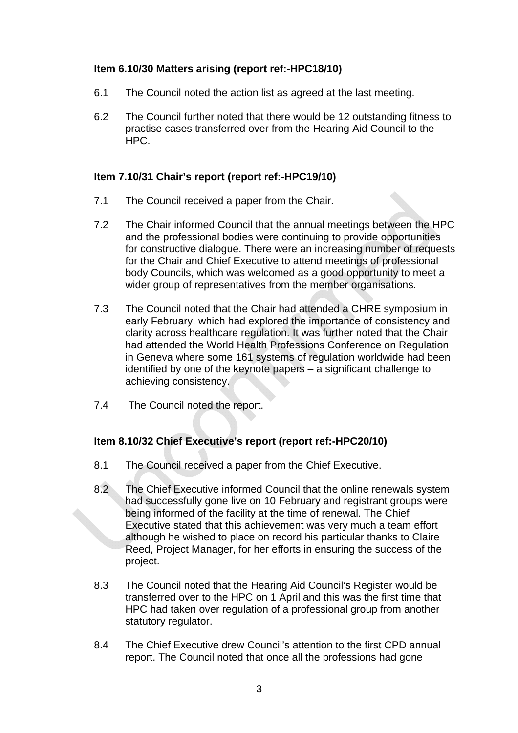**Item 6.10/30 Matters arising (report ref:-HPC18/10)**

6.1 The Council noted the action list as agreed at the last meeting.

6.2 The Council further noted that there would be 12 outstanding fitness to practise cases transferred over from the Hearing Aid Council to the HPC.

**Item 7.10/31 Chair's report (report ref:-HPC19/10)**

7.1 The Council received a paper from the Chair.

7.2 The Chair informed Council that the annual meetings between the HPC and the professional bodies were continuing to provide opportunities for constructive dialogue. There were an increasing number of requests for the Chair and Chief Executive to attend meetings of professional body Councils, which was welcomed as a good opportunity to meet a wider group of representatives from the member organisations.

7.3 The Council noted that the Chair had attended a CHRE symposium in early February, which had explored the importance of consistency and clarity across healthcare regulation. It was further noted that the Chair had attended the World Health Professions Conference on Regulation in Geneva where some 161 systems of regulation worldwide had been identified by one of the keynote papers – a significant challenge to achieving consistency.

7.4 The Council noted the report.

**Item 8.10/32 Chief Executive's report (report ref:-HPC20/10)**

8.1 The Council received a paper from the Chief Executive.

8.2 The Chief Executive informed Council that the online renewals system had successfully gone live on 10 February and registrant groups were being informed of the facility at the time of renewal. The Chief Executive stated that this achievement was very much a team effort although he wished to place on record his particular thanks to Claire Reed, Project Manager, for her efforts in ensuring the success of the project.

8.3 The Council noted that the Hearing Aid Council's Register would be transferred over to the HPC on 1 April and this was the first time that HPC had taken over regulation of a professional group from another statutory regulator.

8.4 The Chief Executive drew Council's attention to the first CPD annual report. The Council noted that once all the professions had gone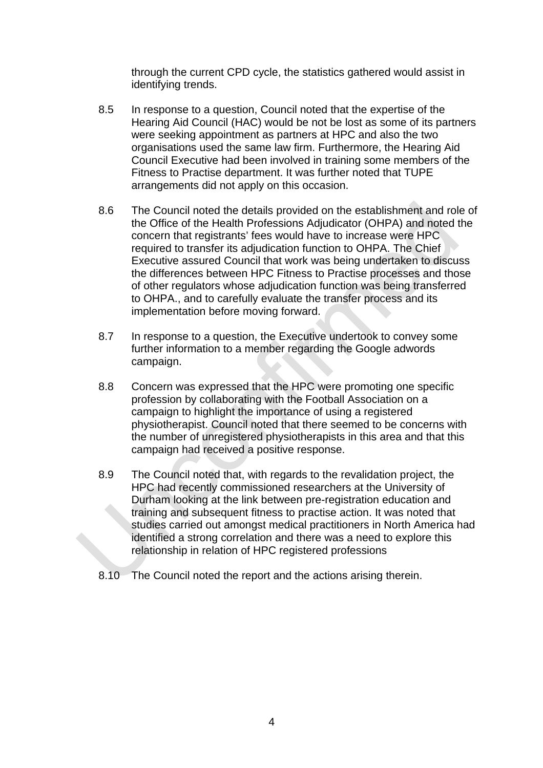through the current CPD cycle, the statistics gathered would assist in identifying trends.

8.5 In response to a question, Council noted that the expertise of the Hearing Aid Council (HAC) would be not be lost as some of its partners were seeking appointment as partners at HPC and also the two organisations used the same law firm. Furthermore, the Hearing Aid Council Executive had been involved in training some members of the Fitness to Practise department. It was further noted that TUPE arrangements did not apply on this occasion.

8.6 The Council noted the details provided on the establishment and role of the Office of the Health Professions Adjudicator (OHPA) and noted the concern that registrants' fees would have to increase were HPC required to transfer its adjudication function to OHPA. The Chief Executive assured Council that work was being undertaken to discuss the differences between HPC Fitness to Practise processes and those of other regulators whose adjudication function was being transferred to OHPA., and to carefully evaluate the transfer process and its implementation before moving forward.

8.7 In response to a question, the Executive undertook to convey some further information to a member regarding the Google adwords campaign.

8.8 Concern was expressed that the HPC were promoting one specific profession by collaborating with the Football Association on a campaign to highlight the importance of using a registered physiotherapist. Council noted that there seemed to be concerns with the number of unregistered physiotherapists in this area and that this campaign had received a positive response.

8.9 The Council noted that, with regards to the revalidation project, the HPC had recently commissioned researchers at the University of Durham looking at the link between pre-registration education and training and subsequent fitness to practise action. It was noted that studies carried out amongst medical practitioners in North America had identified a strong correlation and there was a need to explore this relationship in relation of HPC registered professions

8.10 The Council noted the report and the actions arising therein.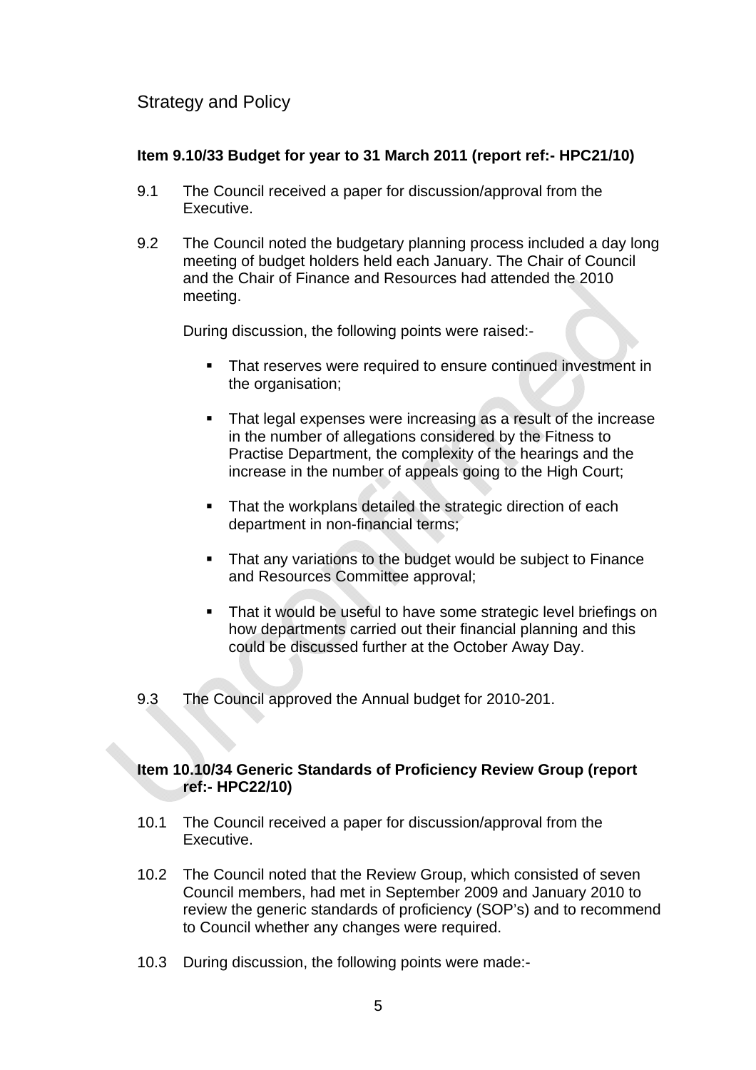## Strategy and Policy

**Item 9.10/33 Budget for year to 31 March 2011 (report ref:- HPC21/10)**

9.1 The Council received a paper for discussion/approval from the Executive.

9.2 The Council noted the budgetary planning process included a day long meeting of budget holders held each January. The Chair of Council and the Chair of Finance and Resources had attended the 2010 meeting.

During discussion, the following points were raised:-

- That reserves were required to ensure continued investment in the organisation;
- That legal expenses were increasing as a result of the increase in the number of allegations considered by the Fitness to Practise Department, the complexity of the hearings and the increase in the number of appeals going to the High Court;
- That the workplans detailed the strategic direction of each department in non-financial terms;
- That any variations to the budget would be subject to Finance and Resources Committee approval;
- That it would be useful to have some strategic level briefings on how departments carried out their financial planning and this could be discussed further at the October Away Day.

9.3 The Council approved the Annual budget for 2010-201.

**Item 10.10/34 Generic Standards of Proficiency Review Group (report ref:- HPC22/10)**

10.1 The Council received a paper for discussion/approval from the Executive.

10.2 The Council noted that the Review Group, which consisted of seven Council members, had met in September 2009 and January 2010 to review the generic standards of proficiency (SOP's) and to recommend to Council whether any changes were required.

10.3 During discussion, the following points were made:-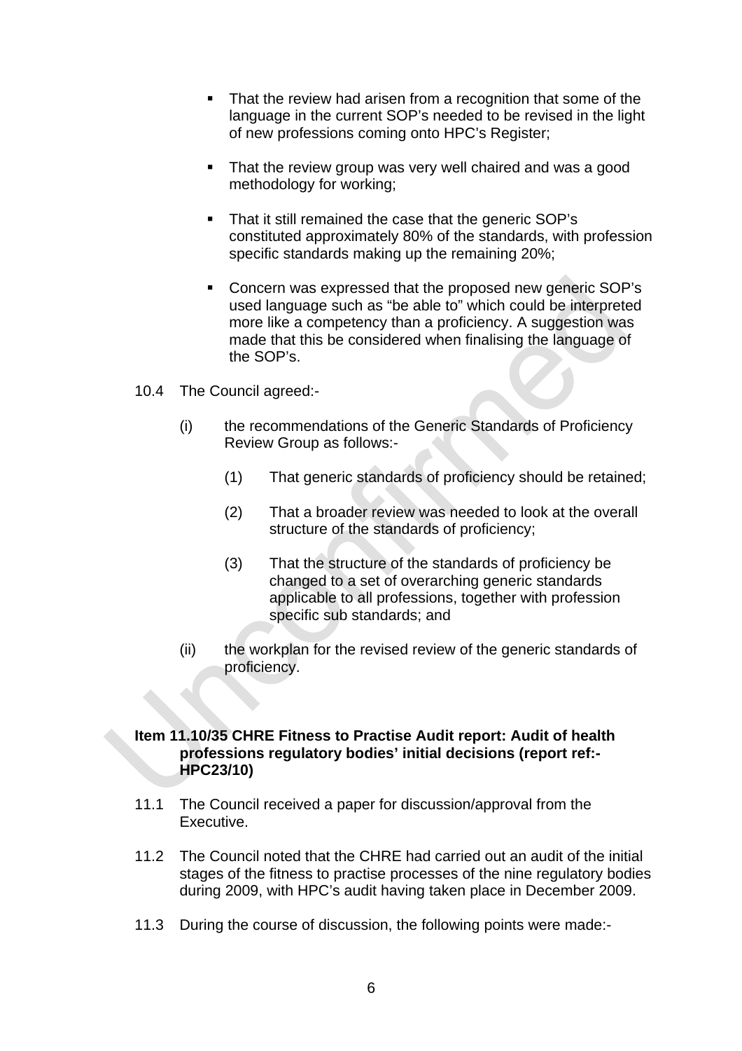- That the review had arisen from a recognition that some of the language in the current SOP's needed to be revised in the light of new professions coming onto HPC's Register;

- That the review group was very well chaired and was a good methodology for working;

- That it still remained the case that the generic SOP's constituted approximately 80% of the standards, with profession specific standards making up the remaining 20%;

- Concern was expressed that the proposed new generic SOP's used language such as "be able to" which could be interpreted more like a competency than a proficiency. A suggestion was made that this be considered when finalising the language of the SOP's.

10.4 The Council agreed:-

(i) the recommendations of the Generic Standards of Proficiency Review Group as follows:-

(1) That generic standards of proficiency should be retained;

(2) That a broader review was needed to look at the overall structure of the standards of proficiency;

(3) That the structure of the standards of proficiency be changed to a set of overarching generic standards applicable to all professions, together with profession specific sub standards; and

(ii) the workplan for the revised review of the generic standards of proficiency.

**Item 11.10/35 CHRE Fitness to Practise Audit report: Audit of health professions regulatory bodies' initial decisions (report ref:- HPC23/10)**

11.1 The Council received a paper for discussion/approval from the Executive.

11.2 The Council noted that the CHRE had carried out an audit of the initial stages of the fitness to practise processes of the nine regulatory bodies during 2009, with HPC's audit having taken place in December 2009.

11.3 During the course of discussion, the following points were made:-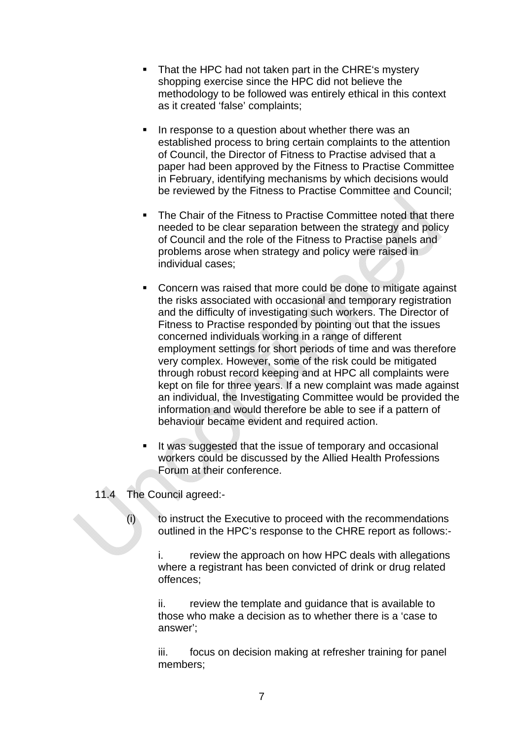- That the HPC had not taken part in the CHRE's mystery shopping exercise since the HPC did not believe the methodology to be followed was entirely ethical in this context as it created 'false' complaints;

- In response to a question about whether there was an established process to bring certain complaints to the attention of Council, the Director of Fitness to Practise advised that a paper had been approved by the Fitness to Practise Committee in February, identifying mechanisms by which decisions would be reviewed by the Fitness to Practise Committee and Council;

- The Chair of the Fitness to Practise Committee noted that there needed to be clear separation between the strategy and policy of Council and the role of the Fitness to Practise panels and problems arose when strategy and policy were raised in individual cases;

- Concern was raised that more could be done to mitigate against the risks associated with occasional and temporary registration and the difficulty of investigating such workers. The Director of Fitness to Practise responded by pointing out that the issues concerned individuals working in a range of different employment settings for short periods of time and was therefore very complex. However, some of the risk could be mitigated through robust record keeping and at HPC all complaints were kept on file for three years. If a new complaint was made against an individual, the Investigating Committee would be provided the information and would therefore be able to see if a pattern of behaviour became evident and required action.

- It was suggested that the issue of temporary and occasional workers could be discussed by the Allied Health Professions Forum at their conference.

11.4 The Council agreed:-

(i) to instruct the Executive to proceed with the recommendations outlined in the HPC's response to the CHRE report as follows:-

i. review the approach on how HPC deals with allegations where a registrant has been convicted of drink or drug related offences;

ii. review the template and guidance that is available to those who make a decision as to whether there is a 'case to answer';

iii. focus on decision making at refresher training for panel members;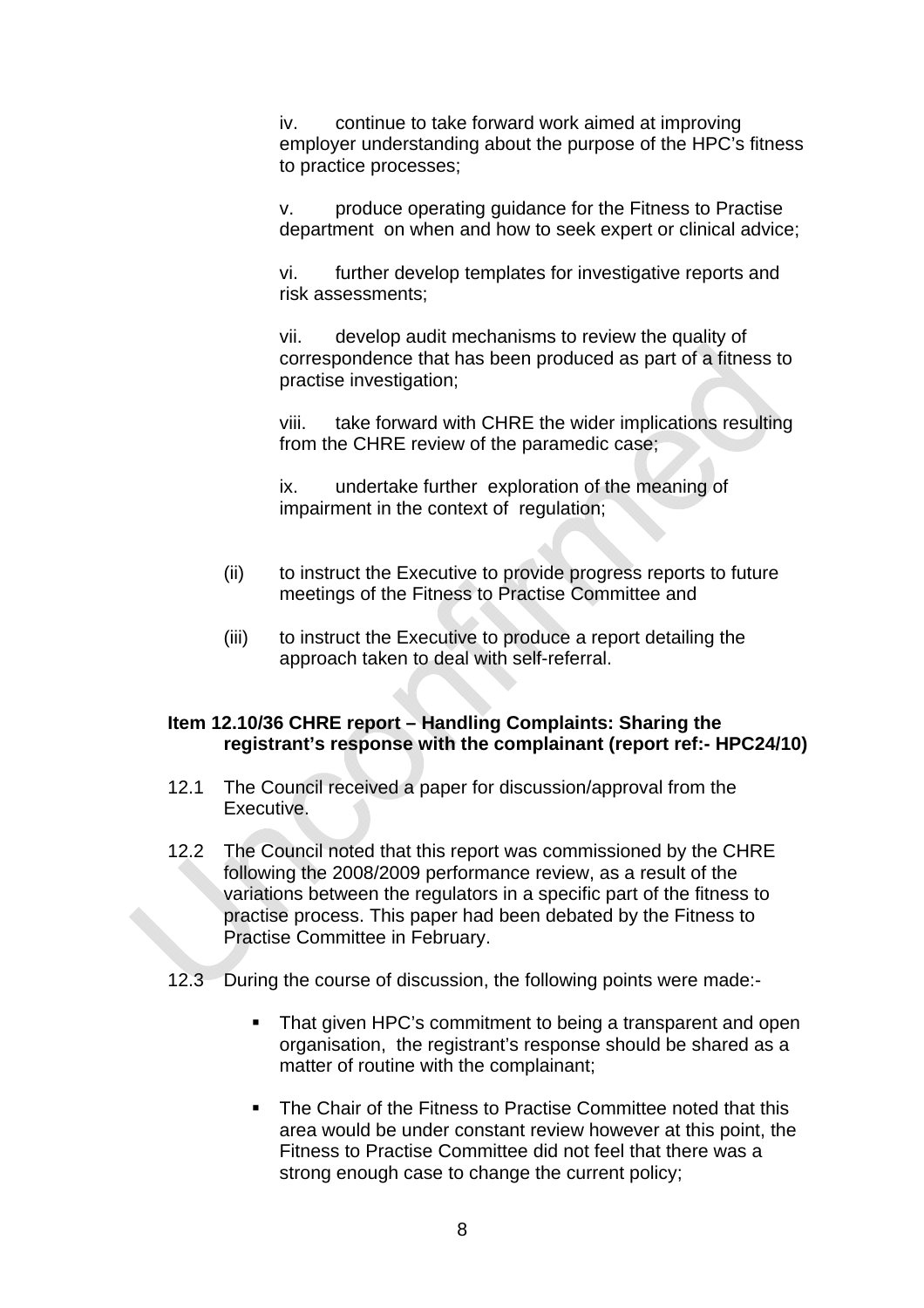iv. continue to take forward work aimed at improving employer understanding about the purpose of the HPC's fitness to practice processes;

v. produce operating guidance for the Fitness to Practise department on when and how to seek expert or clinical advice;

vi. further develop templates for investigative reports and risk assessments;

vii. develop audit mechanisms to review the quality of correspondence that has been produced as part of a fitness to practise investigation;

viii. take forward with CHRE the wider implications resulting from the CHRE review of the paramedic case;

ix. undertake further exploration of the meaning of impairment in the context of regulation;

(ii) to instruct the Executive to provide progress reports to future meetings of the Fitness to Practise Committee and

(iii) to instruct the Executive to produce a report detailing the approach taken to deal with self-referral.

**Item 12.10/36 CHRE report – Handling Complaints: Sharing the registrant's response with the complainant (report ref:- HPC24/10)**

12.1 The Council received a paper for discussion/approval from the Executive.

12.2 The Council noted that this report was commissioned by the CHRE following the 2008/2009 performance review, as a result of the variations between the regulators in a specific part of the fitness to practise process. This paper had been debated by the Fitness to Practise Committee in February.

12.3 During the course of discussion, the following points were made:-

- That given HPC's commitment to being a transparent and open organisation, the registrant's response should be shared as a matter of routine with the complainant;
- The Chair of the Fitness to Practise Committee noted that this area would be under constant review however at this point, the Fitness to Practise Committee did not feel that there was a strong enough case to change the current policy;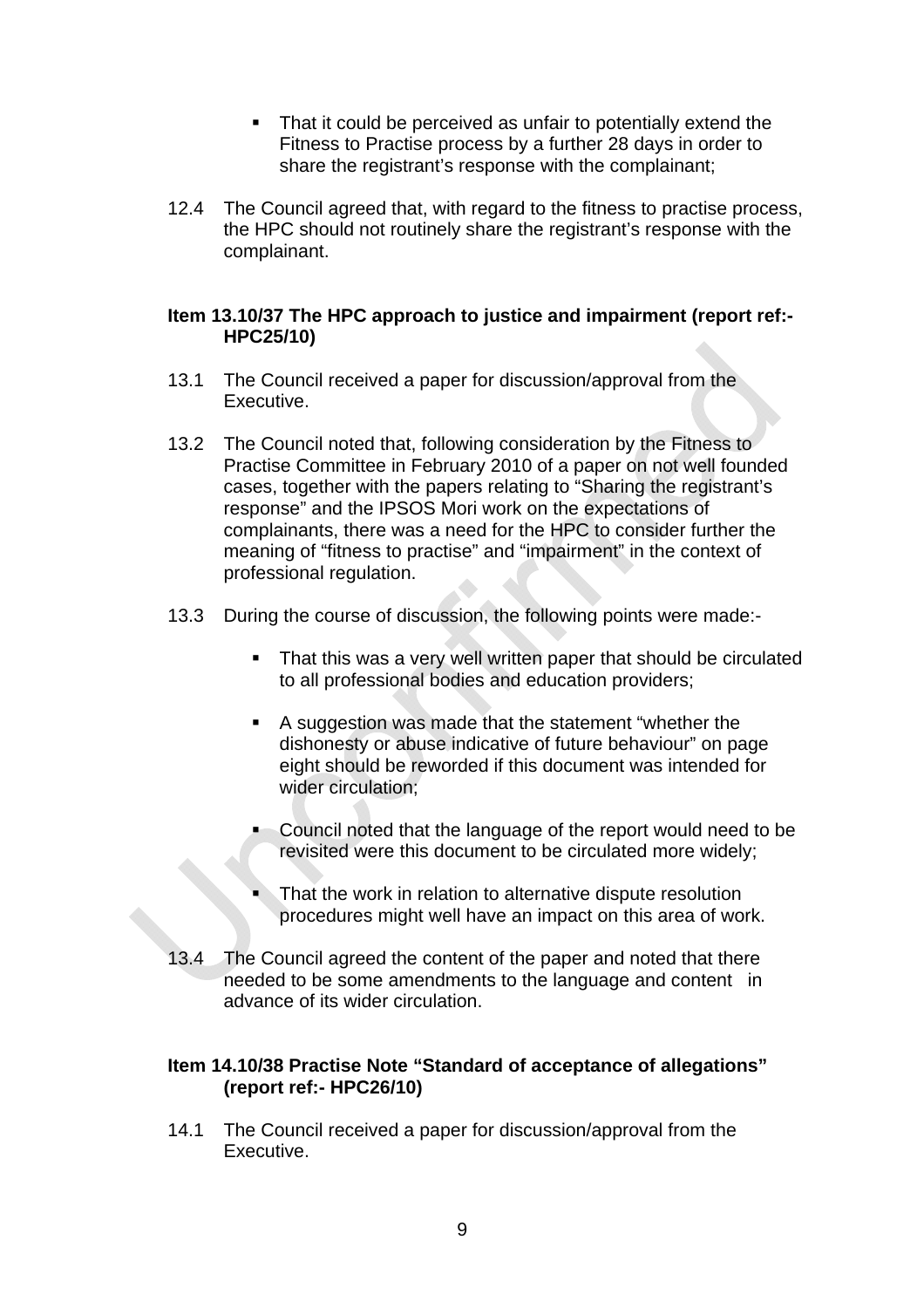- That it could be perceived as unfair to potentially extend the Fitness to Practise process by a further 28 days in order to share the registrant's response with the complainant;

12.4 The Council agreed that, with regard to the fitness to practise process, the HPC should not routinely share the registrant's response with the complainant.

**Item 13.10/37 The HPC approach to justice and impairment (report ref:- HPC25/10)**

13.1 The Council received a paper for discussion/approval from the Executive.

13.2 The Council noted that, following consideration by the Fitness to Practise Committee in February 2010 of a paper on not well founded cases, together with the papers relating to "Sharing the registrant's response" and the IPSOS Mori work on the expectations of complainants, there was a need for the HPC to consider further the meaning of "fitness to practise" and "impairment" in the context of professional regulation.

13.3 During the course of discussion, the following points were made:-

- That this was a very well written paper that should be circulated to all professional bodies and education providers;
- A suggestion was made that the statement "whether the dishonesty or abuse indicative of future behaviour" on page eight should be reworded if this document was intended for wider circulation;
- Council noted that the language of the report would need to be revisited were this document to be circulated more widely;
- That the work in relation to alternative dispute resolution procedures might well have an impact on this area of work.

13.4 The Council agreed the content of the paper and noted that there needed to be some amendments to the language and content in advance of its wider circulation.

**Item 14.10/38 Practise Note "Standard of acceptance of allegations" (report ref:- HPC26/10)**

14.1 The Council received a paper for discussion/approval from the Executive.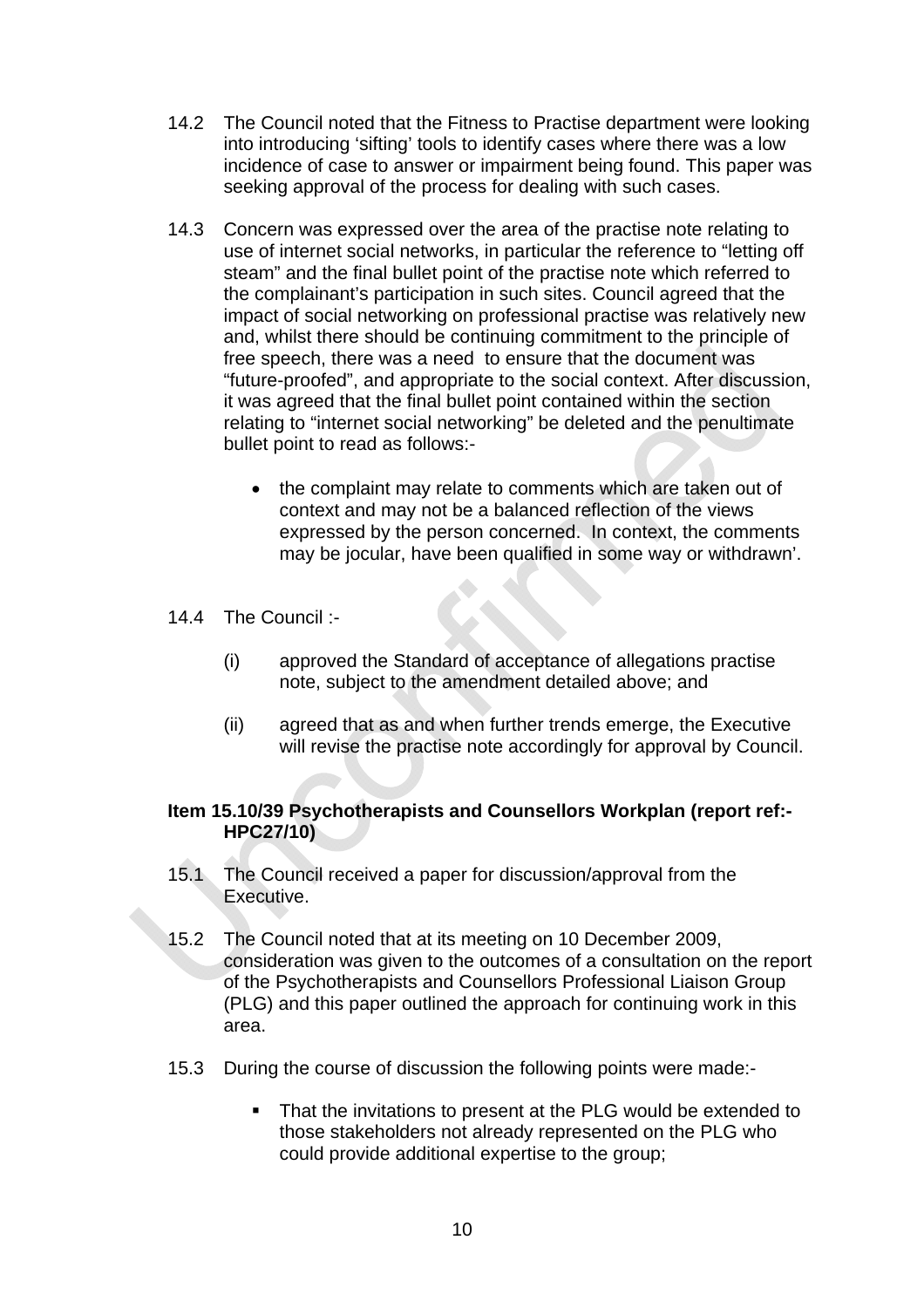14.2 The Council noted that the Fitness to Practise department were looking into introducing 'sifting' tools to identify cases where there was a low incidence of case to answer or impairment being found. This paper was seeking approval of the process for dealing with such cases.

14.3 Concern was expressed over the area of the practise note relating to use of internet social networks, in particular the reference to "letting off steam" and the final bullet point of the practise note which referred to the complainant's participation in such sites. Council agreed that the impact of social networking on professional practise was relatively new and, whilst there should be continuing commitment to the principle of free speech, there was a need to ensure that the document was "future-proofed", and appropriate to the social context. After discussion, it was agreed that the final bullet point contained within the section relating to "internet social networking" be deleted and the penultimate bullet point to read as follows:-

- the complaint may relate to comments which are taken out of context and may not be a balanced reflection of the views expressed by the person concerned. In context, the comments may be jocular, have been qualified in some way or withdrawn'.

14.4 The Council :-

(i) approved the Standard of acceptance of allegations practise note, subject to the amendment detailed above; and

(ii) agreed that as and when further trends emerge, the Executive will revise the practise note accordingly for approval by Council.

**Item 15.10/39 Psychotherapists and Counsellors Workplan (report ref:- HPC27/10)**

15.1 The Council received a paper for discussion/approval from the Executive.

15.2 The Council noted that at its meeting on 10 December 2009, consideration was given to the outcomes of a consultation on the report of the Psychotherapists and Counsellors Professional Liaison Group (PLG) and this paper outlined the approach for continuing work in this area.

15.3 During the course of discussion the following points were made:-

- That the invitations to present at the PLG would be extended to those stakeholders not already represented on the PLG who could provide additional expertise to the group;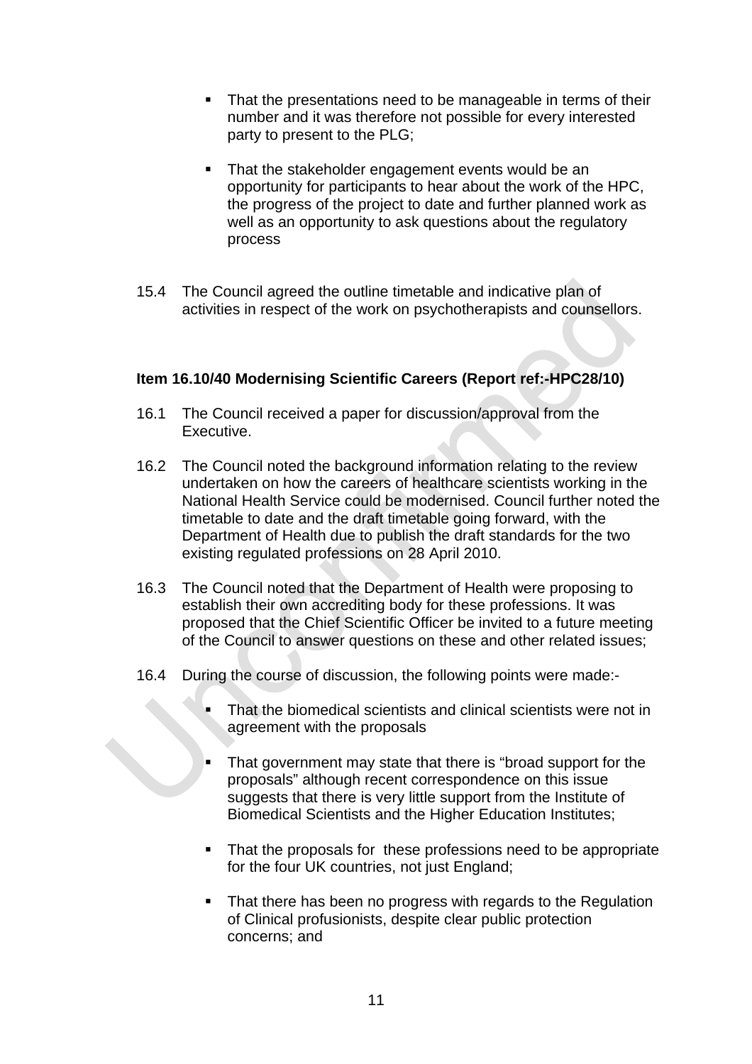- That the presentations need to be manageable in terms of their number and it was therefore not possible for every interested party to present to the PLG;

- That the stakeholder engagement events would be an opportunity for participants to hear about the work of the HPC, the progress of the project to date and further planned work as well as an opportunity to ask questions about the regulatory process

15.4 The Council agreed the outline timetable and indicative plan of activities in respect of the work on psychotherapists and counsellors.

**Item 16.10/40 Modernising Scientific Careers (Report ref:-HPC28/10)**

16.1 The Council received a paper for discussion/approval from the Executive.

16.2 The Council noted the background information relating to the review undertaken on how the careers of healthcare scientists working in the National Health Service could be modernised. Council further noted the timetable to date and the draft timetable going forward, with the Department of Health due to publish the draft standards for the two existing regulated professions on 28 April 2010.

16.3 The Council noted that the Department of Health were proposing to establish their own accrediting body for these professions. It was proposed that the Chief Scientific Officer be invited to a future meeting of the Council to answer questions on these and other related issues;

16.4 During the course of discussion, the following points were made:-

- That the biomedical scientists and clinical scientists were not in agreement with the proposals

- That government may state that there is "broad support for the proposals" although recent correspondence on this issue suggests that there is very little support from the Institute of Biomedical Scientists and the Higher Education Institutes;

- That the proposals for these professions need to be appropriate for the four UK countries, not just England;

- That there has been no progress with regards to the Regulation of Clinical profusionists, despite clear public protection concerns; and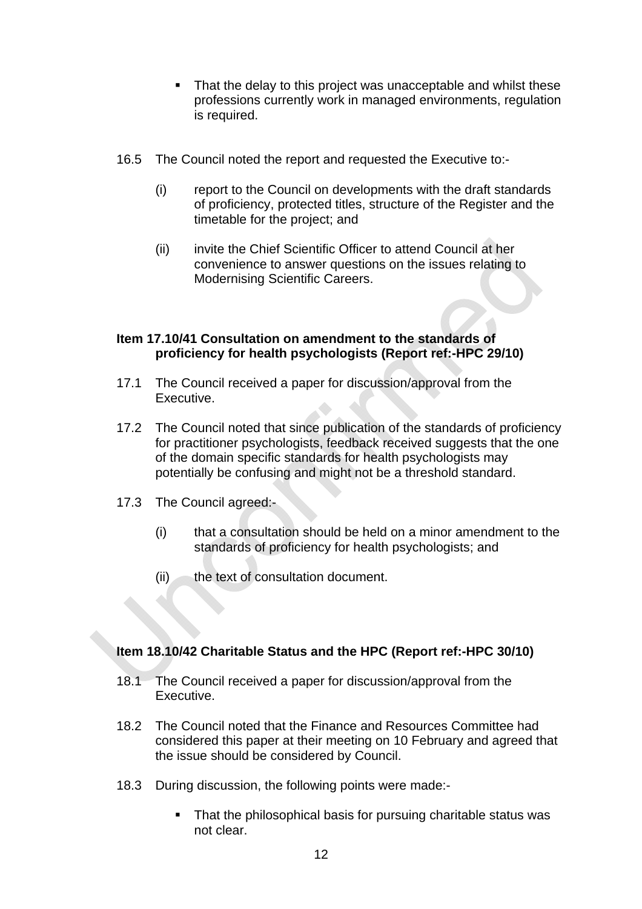- That the delay to this project was unacceptable and whilst these professions currently work in managed environments, regulation is required.

16.5 The Council noted the report and requested the Executive to:-

(i) report to the Council on developments with the draft standards of proficiency, protected titles, structure of the Register and the timetable for the project; and

(ii) invite the Chief Scientific Officer to attend Council at her convenience to answer questions on the issues relating to Modernising Scientific Careers.

**Item 17.10/41 Consultation on amendment to the standards of proficiency for health psychologists (Report ref:-HPC 29/10)**

17.1 The Council received a paper for discussion/approval from the Executive.

17.2 The Council noted that since publication of the standards of proficiency for practitioner psychologists, feedback received suggests that the one of the domain specific standards for health psychologists may potentially be confusing and might not be a threshold standard.

17.3 The Council agreed:-

(i) that a consultation should be held on a minor amendment to the standards of proficiency for health psychologists; and

(ii) the text of consultation document.

**Item 18.10/42 Charitable Status and the HPC (Report ref:-HPC 30/10)**

18.1 The Council received a paper for discussion/approval from the Executive.

18.2 The Council noted that the Finance and Resources Committee had considered this paper at their meeting on 10 February and agreed that the issue should be considered by Council.

18.3 During discussion, the following points were made:-

- That the philosophical basis for pursuing charitable status was not clear.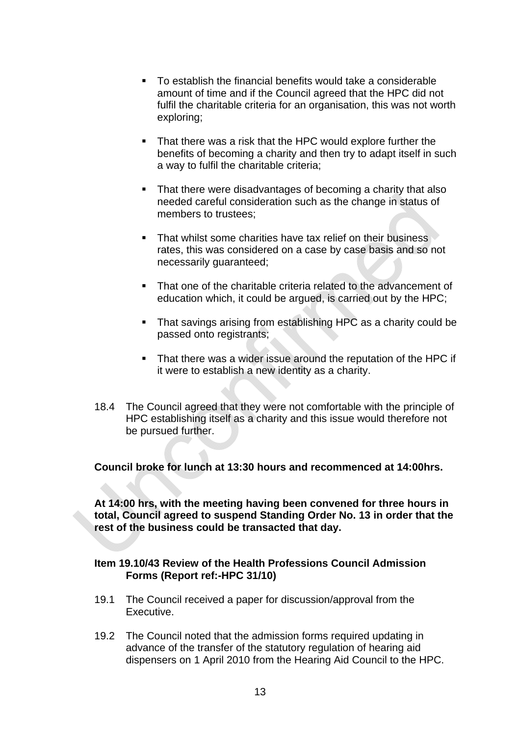- To establish the financial benefits would take a considerable amount of time and if the Council agreed that the HPC did not fulfil the charitable criteria for an organisation, this was not worth exploring;

- That there was a risk that the HPC would explore further the benefits of becoming a charity and then try to adapt itself in such a way to fulfil the charitable criteria;

- That there were disadvantages of becoming a charity that also needed careful consideration such as the change in status of members to trustees;

- That whilst some charities have tax relief on their business rates, this was considered on a case by case basis and so not necessarily guaranteed;

- That one of the charitable criteria related to the advancement of education which, it could be argued, is carried out by the HPC;

- That savings arising from establishing HPC as a charity could be passed onto registrants;

- That there was a wider issue around the reputation of the HPC if it were to establish a new identity as a charity.

18.4 The Council agreed that they were not comfortable with the principle of HPC establishing itself as a charity and this issue would therefore not be pursued further.

**Council broke for lunch at 13:30 hours and recommenced at 14:00hrs.**

**At 14:00 hrs, with the meeting having been convened for three hours in total, Council agreed to suspend Standing Order No. 13 in order that the rest of the business could be transacted that day.**

**Item 19.10/43 Review of the Health Professions Council Admission Forms (Report ref:-HPC 31/10)**

19.1 The Council received a paper for discussion/approval from the Executive.

19.2 The Council noted that the admission forms required updating in advance of the transfer of the statutory regulation of hearing aid dispensers on 1 April 2010 from the Hearing Aid Council to the HPC.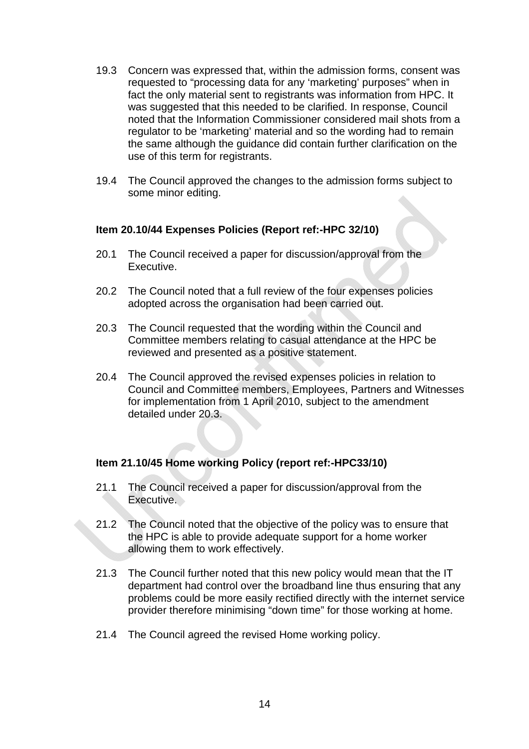19.3 Concern was expressed that, within the admission forms, consent was requested to "processing data for any 'marketing' purposes" when in fact the only material sent to registrants was information from HPC. It was suggested that this needed to be clarified. In response, Council noted that the Information Commissioner considered mail shots from a regulator to be 'marketing' material and so the wording had to remain the same although the guidance did contain further clarification on the use of this term for registrants.

19.4 The Council approved the changes to the admission forms subject to some minor editing.

**Item 20.10/44 Expenses Policies (Report ref:-HPC 32/10)**

20.1 The Council received a paper for discussion/approval from the Executive.

20.2 The Council noted that a full review of the four expenses policies adopted across the organisation had been carried out.

20.3 The Council requested that the wording within the Council and Committee members relating to casual attendance at the HPC be reviewed and presented as a positive statement.

20.4 The Council approved the revised expenses policies in relation to Council and Committee members, Employees, Partners and Witnesses for implementation from 1 April 2010, subject to the amendment detailed under 20.3.

**Item 21.10/45 Home working Policy (report ref:-HPC33/10)**

21.1 The Council received a paper for discussion/approval from the Executive.

21.2 The Council noted that the objective of the policy was to ensure that the HPC is able to provide adequate support for a home worker allowing them to work effectively.

21.3 The Council further noted that this new policy would mean that the IT department had control over the broadband line thus ensuring that any problems could be more easily rectified directly with the internet service provider therefore minimising "down time" for those working at home.

21.4 The Council agreed the revised Home working policy.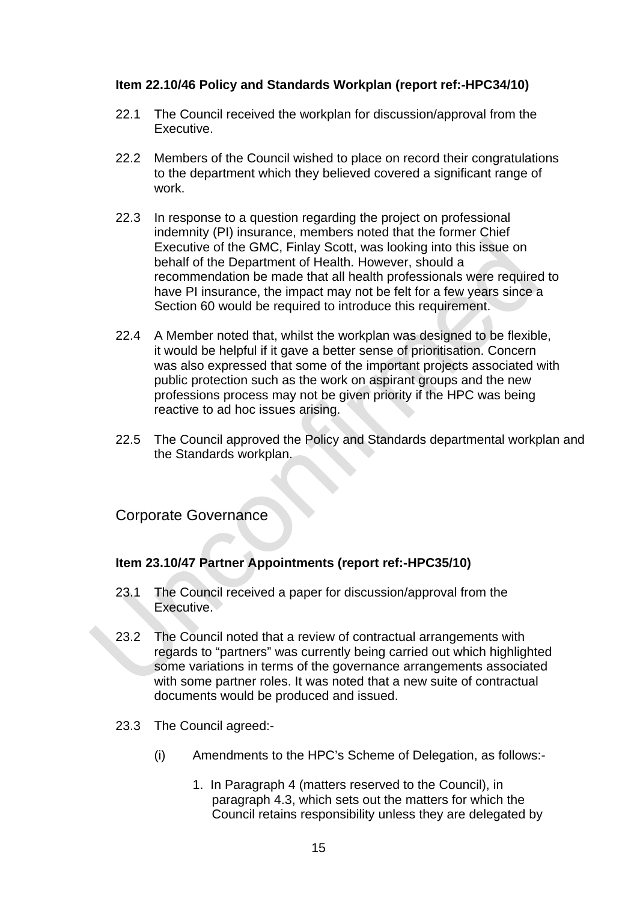**Item 22.10/46 Policy and Standards Workplan (report ref:-HPC34/10)**

22.1 The Council received the workplan for discussion/approval from the Executive.

22.2 Members of the Council wished to place on record their congratulations to the department which they believed covered a significant range of work.

22.3 In response to a question regarding the project on professional indemnity (PI) insurance, members noted that the former Chief Executive of the GMC, Finlay Scott, was looking into this issue on behalf of the Department of Health. However, should a recommendation be made that all health professionals were required to have PI insurance, the impact may not be felt for a few years since a Section 60 would be required to introduce this requirement.

22.4 A Member noted that, whilst the workplan was designed to be flexible, it would be helpful if it gave a better sense of prioritisation. Concern was also expressed that some of the important projects associated with public protection such as the work on aspirant groups and the new professions process may not be given priority if the HPC was being reactive to ad hoc issues arising.

22.5 The Council approved the Policy and Standards departmental workplan and the Standards workplan.

## Corporate Governance

**Item 23.10/47 Partner Appointments (report ref:-HPC35/10)**

23.1 The Council received a paper for discussion/approval from the Executive.

23.2 The Council noted that a review of contractual arrangements with regards to "partners" was currently being carried out which highlighted some variations in terms of the governance arrangements associated with some partner roles. It was noted that a new suite of contractual documents would be produced and issued.

23.3 The Council agreed:-

(i) Amendments to the HPC's Scheme of Delegation, as follows:-

1. In Paragraph 4 (matters reserved to the Council), in paragraph 4.3, which sets out the matters for which the Council retains responsibility unless they are delegated by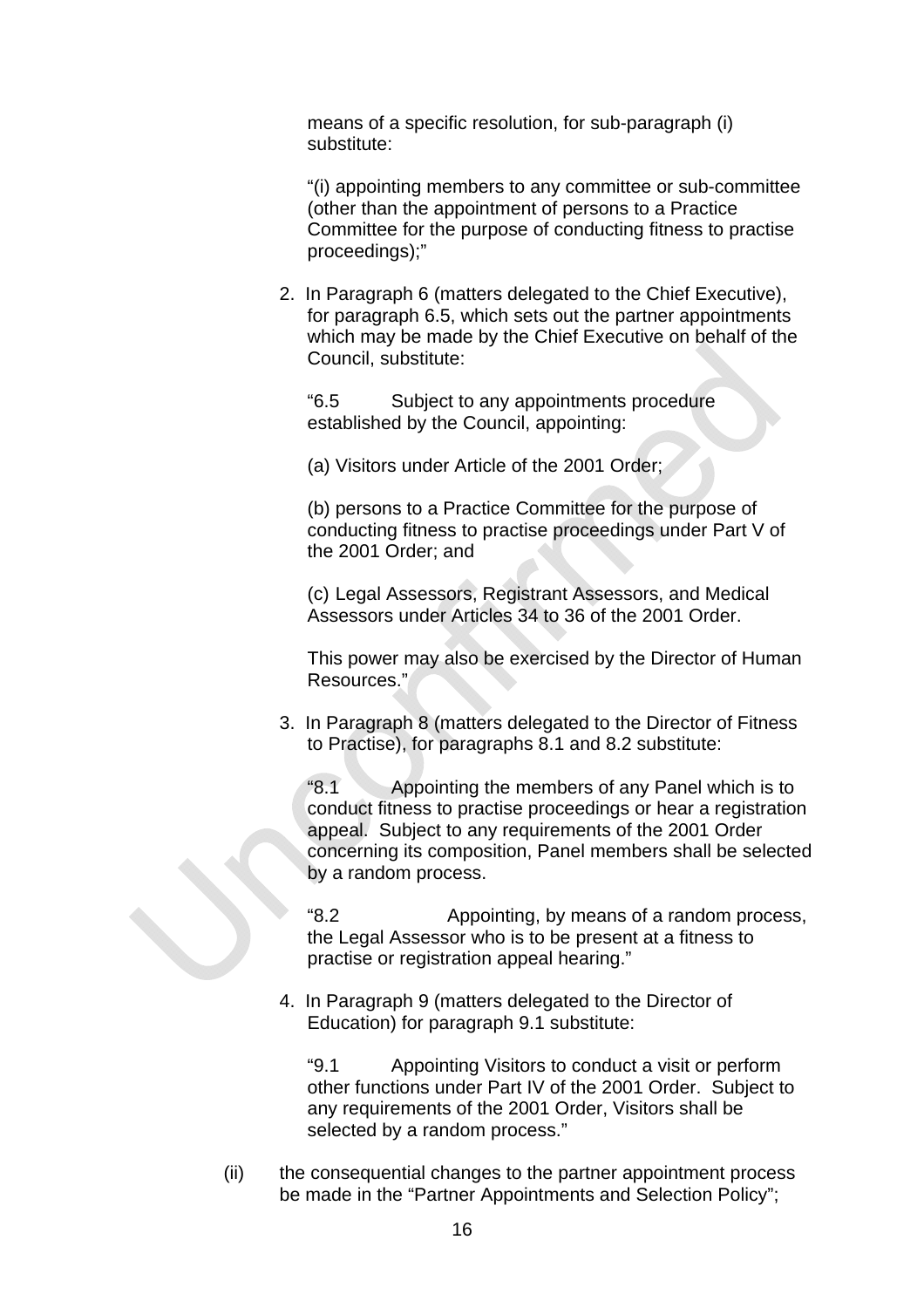means of a specific resolution, for sub-paragraph (i) substitute:

"(i) appointing members to any committee or sub-committee (other than the appointment of persons to a Practice Committee for the purpose of conducting fitness to practise proceedings);"

2. In Paragraph 6 (matters delegated to the Chief Executive), for paragraph 6.5, which sets out the partner appointments which may be made by the Chief Executive on behalf of the Council, substitute:

   "6.5 Subject to any appointments procedure established by the Council, appointing:

   (a) Visitors under Article of the 2001 Order;

   (b) persons to a Practice Committee for the purpose of conducting fitness to practise proceedings under Part V of the 2001 Order; and

   (c) Legal Assessors, Registrant Assessors, and Medical Assessors under Articles 34 to 36 of the 2001 Order.

   This power may also be exercised by the Director of Human Resources."

3. In Paragraph 8 (matters delegated to the Director of Fitness to Practise), for paragraphs 8.1 and 8.2 substitute:

   "8.1 Appointing the members of any Panel which is to conduct fitness to practise proceedings or hear a registration appeal. Subject to any requirements of the 2001 Order concerning its composition, Panel members shall be selected by a random process.

   "8.2 Appointing, by means of a random process, the Legal Assessor who is to be present at a fitness to practise or registration appeal hearing."

4. In Paragraph 9 (matters delegated to the Director of Education) for paragraph 9.1 substitute:

   "9.1 Appointing Visitors to conduct a visit or perform other functions under Part IV of the 2001 Order. Subject to any requirements of the 2001 Order, Visitors shall be selected by a random process."

(ii) the consequential changes to the partner appointment process be made in the "Partner Appointments and Selection Policy";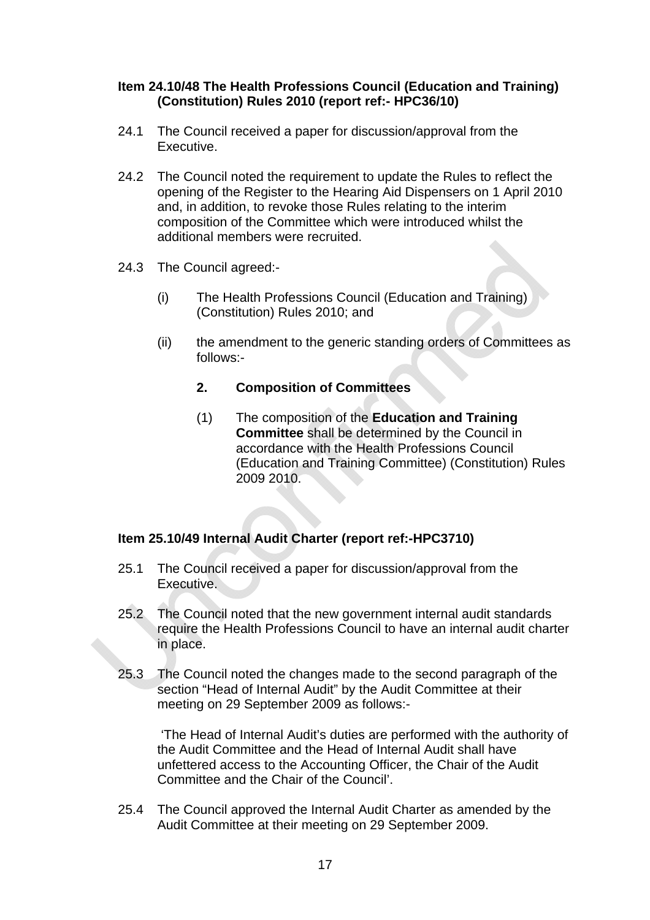**Item 24.10/48 The Health Professions Council (Education and Training) (Constitution) Rules 2010 (report ref:- HPC36/10)**

24.1 The Council received a paper for discussion/approval from the Executive.

24.2 The Council noted the requirement to update the Rules to reflect the opening of the Register to the Hearing Aid Dispensers on 1 April 2010 and, in addition, to revoke those Rules relating to the interim composition of the Committee which were introduced whilst the additional members were recruited.

24.3 The Council agreed:-

(i) The Health Professions Council (Education and Training) (Constitution) Rules 2010; and

(ii) the amendment to the generic standing orders of Committees as follows:-

**2. Composition of Committees**

(1) The composition of the **Education and Training Committee** shall be determined by the Council in accordance with the Health Professions Council (Education and Training Committee) (Constitution) Rules 2009 2010.

**Item 25.10/49 Internal Audit Charter (report ref:-HPC3710)**

25.1 The Council received a paper for discussion/approval from the Executive.

25.2 The Council noted that the new government internal audit standards require the Health Professions Council to have an internal audit charter in place.

25.3 The Council noted the changes made to the second paragraph of the section "Head of Internal Audit" by the Audit Committee at their meeting on 29 September 2009 as follows:-

'The Head of Internal Audit's duties are performed with the authority of the Audit Committee and the Head of Internal Audit shall have unfettered access to the Accounting Officer, the Chair of the Audit Committee and the Chair of the Council'.

25.4 The Council approved the Internal Audit Charter as amended by the Audit Committee at their meeting on 29 September 2009.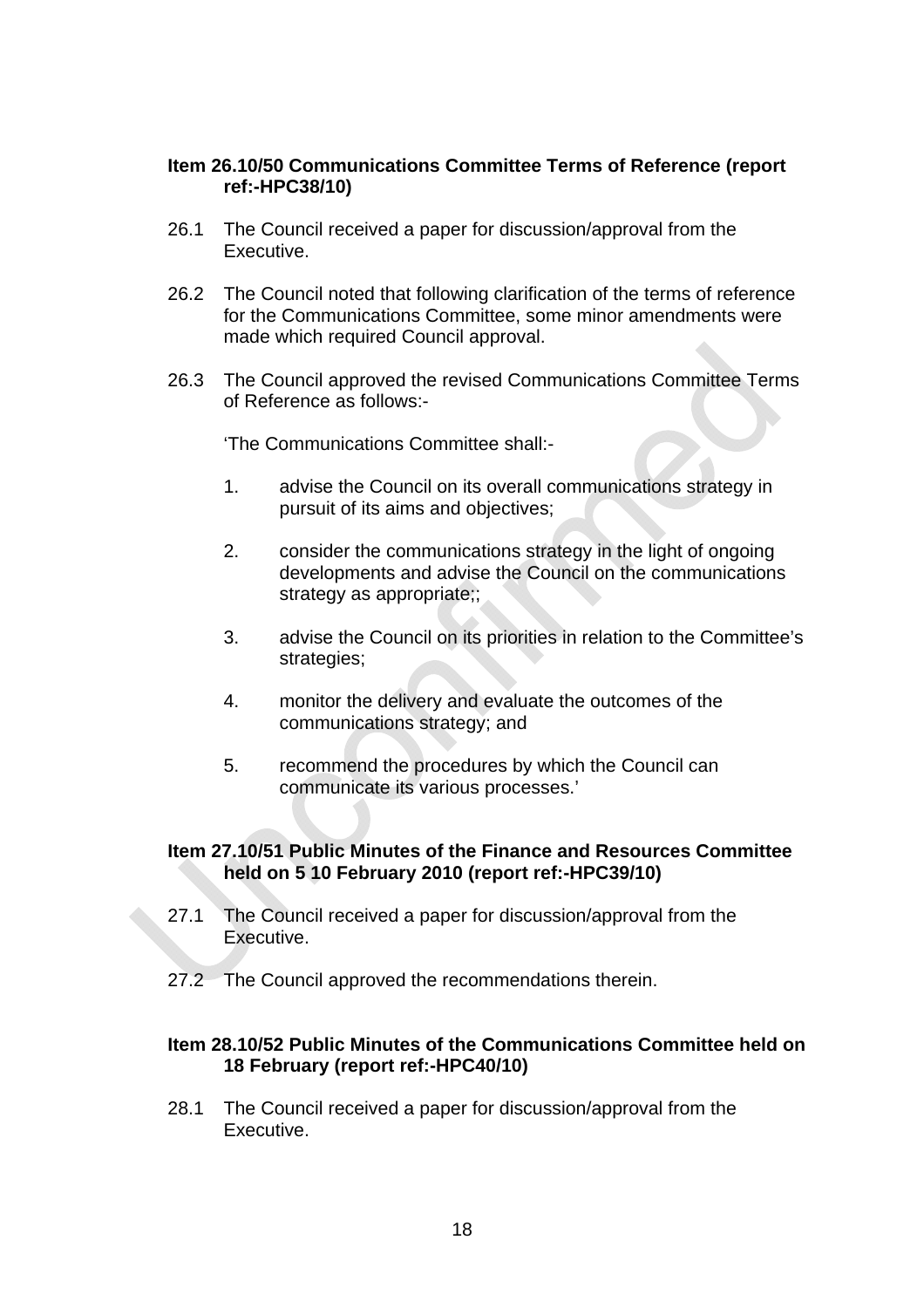**Item 26.10/50 Communications Committee Terms of Reference (report ref:-HPC38/10)**

26.1 The Council received a paper for discussion/approval from the Executive.

26.2 The Council noted that following clarification of the terms of reference for the Communications Committee, some minor amendments were made which required Council approval.

26.3 The Council approved the revised Communications Committee Terms of Reference as follows:-

'The Communications Committee shall:-

1. advise the Council on its overall communications strategy in pursuit of its aims and objectives;

2. consider the communications strategy in the light of ongoing developments and advise the Council on the communications strategy as appropriate;;

3. advise the Council on its priorities in relation to the Committee's strategies;

4. monitor the delivery and evaluate the outcomes of the communications strategy; and

5. recommend the procedures by which the Council can communicate its various processes.'

**Item 27.10/51 Public Minutes of the Finance and Resources Committee held on 5 10 February 2010 (report ref:-HPC39/10)**

27.1 The Council received a paper for discussion/approval from the Executive.

27.2 The Council approved the recommendations therein.

**Item 28.10/52 Public Minutes of the Communications Committee held on 18 February (report ref:-HPC40/10)**

28.1 The Council received a paper for discussion/approval from the Executive.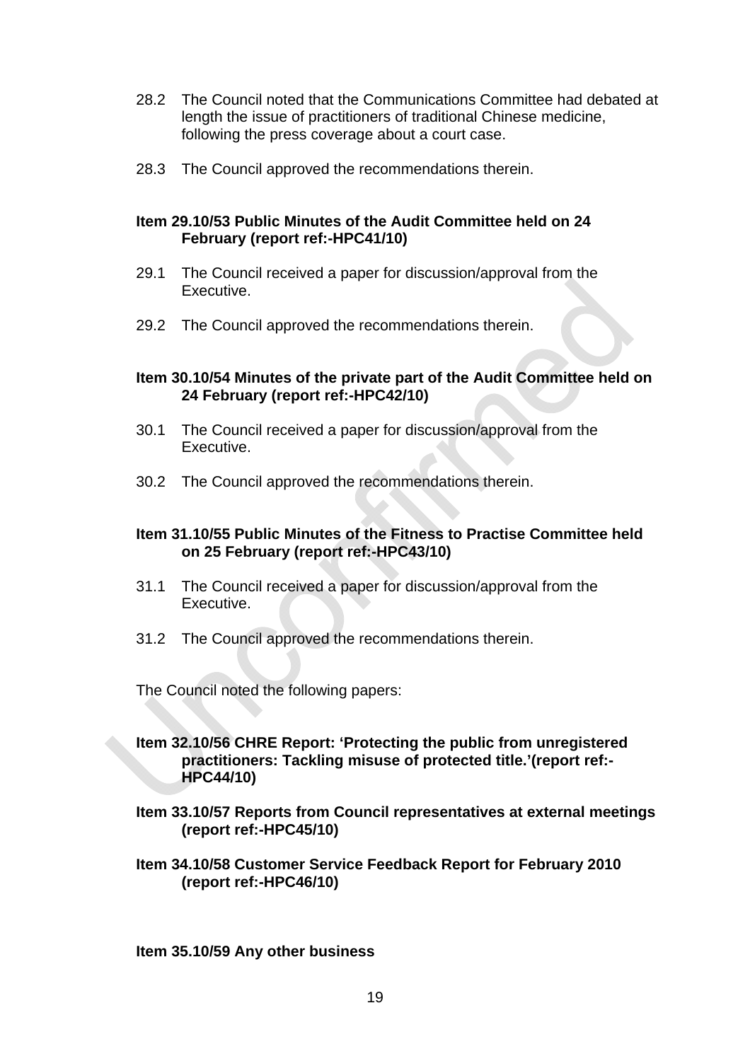28.2 The Council noted that the Communications Committee had debated at length the issue of practitioners of traditional Chinese medicine, following the press coverage about a court case.

28.3 The Council approved the recommendations therein.

**Item 29.10/53 Public Minutes of the Audit Committee held on 24 February (report ref:-HPC41/10)**

29.1 The Council received a paper for discussion/approval from the Executive.

29.2 The Council approved the recommendations therein.

**Item 30.10/54 Minutes of the private part of the Audit Committee held on 24 February (report ref:-HPC42/10)**

30.1 The Council received a paper for discussion/approval from the Executive.

30.2 The Council approved the recommendations therein.

**Item 31.10/55 Public Minutes of the Fitness to Practise Committee held on 25 February (report ref:-HPC43/10)**

31.1 The Council received a paper for discussion/approval from the Executive.

31.2 The Council approved the recommendations therein.

The Council noted the following papers:

**Item 32.10/56 CHRE Report: 'Protecting the public from unregistered practitioners: Tackling misuse of protected title.'(report ref:-HPC44/10)**

**Item 33.10/57 Reports from Council representatives at external meetings (report ref:-HPC45/10)**

**Item 34.10/58 Customer Service Feedback Report for February 2010 (report ref:-HPC46/10)**

**Item 35.10/59 Any other business**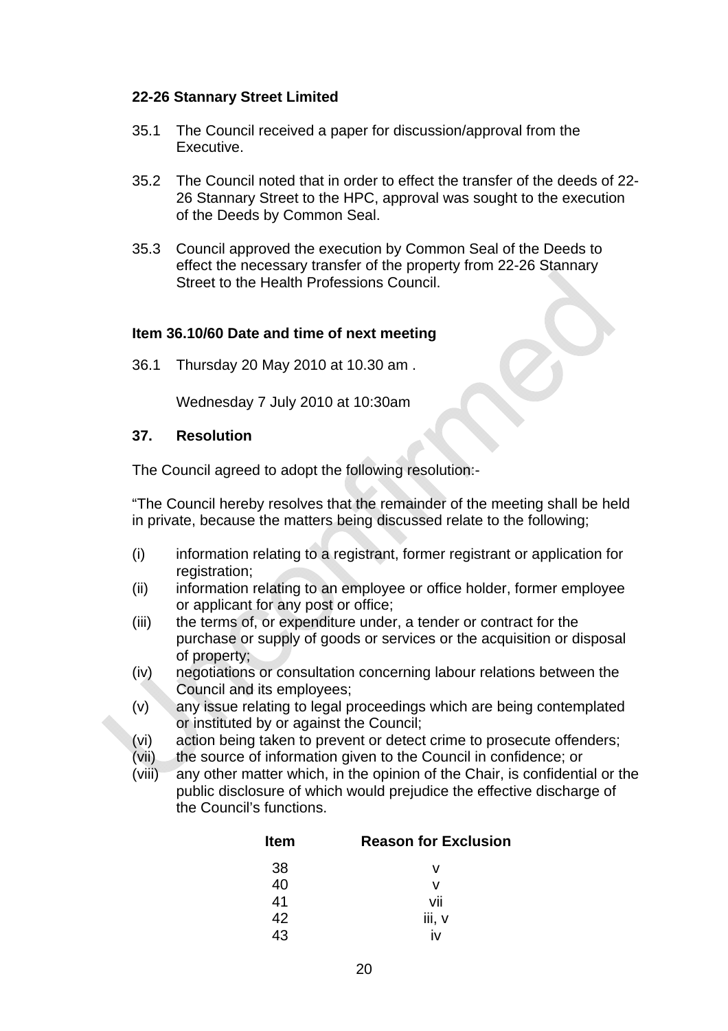**22-26 Stannary Street Limited**

35.1 The Council received a paper for discussion/approval from the Executive.

35.2 The Council noted that in order to effect the transfer of the deeds of 22-26 Stannary Street to the HPC, approval was sought to the execution of the Deeds by Common Seal.

35.3 Council approved the execution by Common Seal of the Deeds to effect the necessary transfer of the property from 22-26 Stannary Street to the Health Professions Council.

**Item 36.10/60 Date and time of next meeting**

36.1 Thursday 20 May 2010 at 10.30 am .

Wednesday 7 July 2010 at 10:30am

**37. Resolution**

The Council agreed to adopt the following resolution:-

"The Council hereby resolves that the remainder of the meeting shall be held in private, because the matters being discussed relate to the following;

(i) information relating to a registrant, former registrant or application for registration;
(ii) information relating to an employee or office holder, former employee or applicant for any post or office;
(iii) the terms of, or expenditure under, a tender or contract for the purchase or supply of goods or services or the acquisition or disposal of property;
(iv) negotiations or consultation concerning labour relations between the Council and its employees;
(v) any issue relating to legal proceedings which are being contemplated or instituted by or against the Council;
(vi) action being taken to prevent or detect crime to prosecute offenders;
(vii) the source of information given to the Council in confidence; or
(viii) any other matter which, in the opinion of the Chair, is confidential or the public disclosure of which would prejudice the effective discharge of the Council's functions.

| Item | Reason for Exclusion |
|---|---|
| 38 | v |
| 40 | v |
| 41 | vii |
| 42 | iii, v |
| 43 | iv |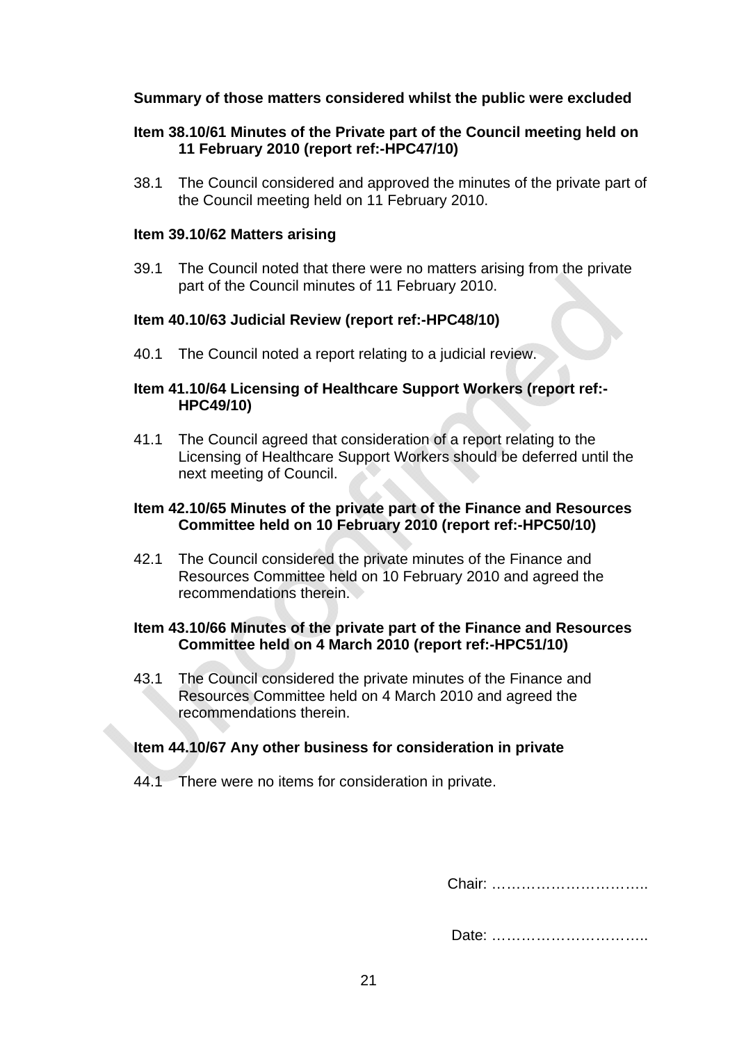**Summary of those matters considered whilst the public were excluded**

**Item 38.10/61 Minutes of the Private part of the Council meeting held on 11 February 2010 (report ref:-HPC47/10)**

38.1 The Council considered and approved the minutes of the private part of the Council meeting held on 11 February 2010.

**Item 39.10/62 Matters arising**

39.1 The Council noted that there were no matters arising from the private part of the Council minutes of 11 February 2010.

**Item 40.10/63 Judicial Review (report ref:-HPC48/10)**

40.1 The Council noted a report relating to a judicial review.

**Item 41.10/64 Licensing of Healthcare Support Workers (report ref:-HPC49/10)**

41.1 The Council agreed that consideration of a report relating to the Licensing of Healthcare Support Workers should be deferred until the next meeting of Council.

**Item 42.10/65 Minutes of the private part of the Finance and Resources Committee held on 10 February 2010 (report ref:-HPC50/10)**

42.1 The Council considered the private minutes of the Finance and Resources Committee held on 10 February 2010 and agreed the recommendations therein.

**Item 43.10/66 Minutes of the private part of the Finance and Resources Committee held on 4 March 2010 (report ref:-HPC51/10)**

43.1 The Council considered the private minutes of the Finance and Resources Committee held on 4 March 2010 and agreed the recommendations therein.

**Item 44.10/67 Any other business for consideration in private**

44.1 There were no items for consideration in private.

Chair: …………………………..

Date: …………………………..